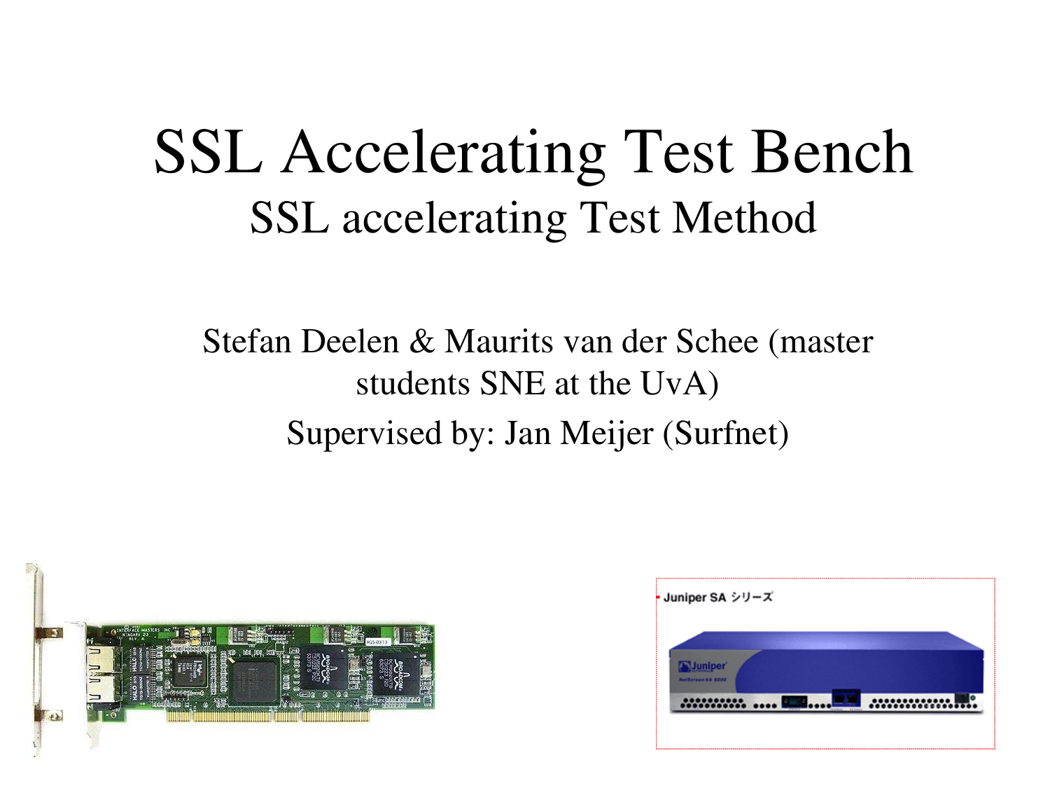# SSL Accelerating Test Bench

## SSL accelerating Test Method

Stefan Deelen & Maurits van der Schee (master students SNE at the UvA)

Supervised by: Jan Meijer (Surfnet)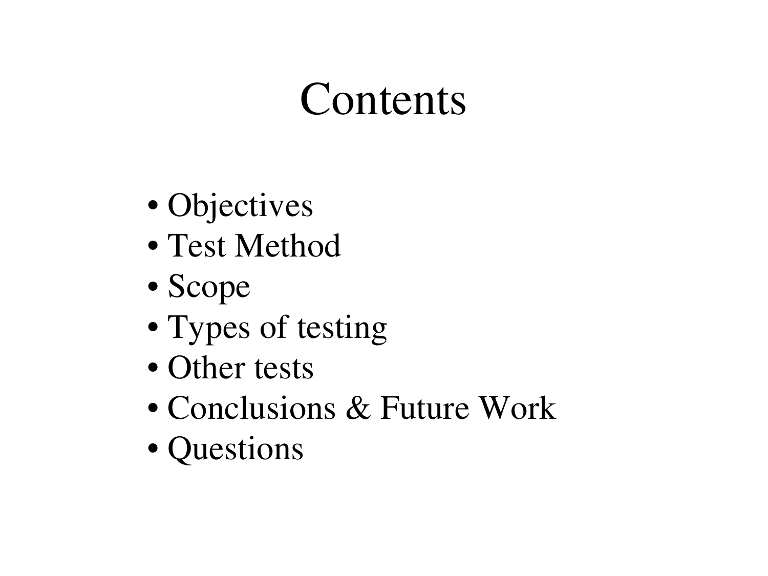# Contents

- Objectives
- Test Method
- Scope
- Types of testing
- Other tests
- Conclusions & Future Work
- Questions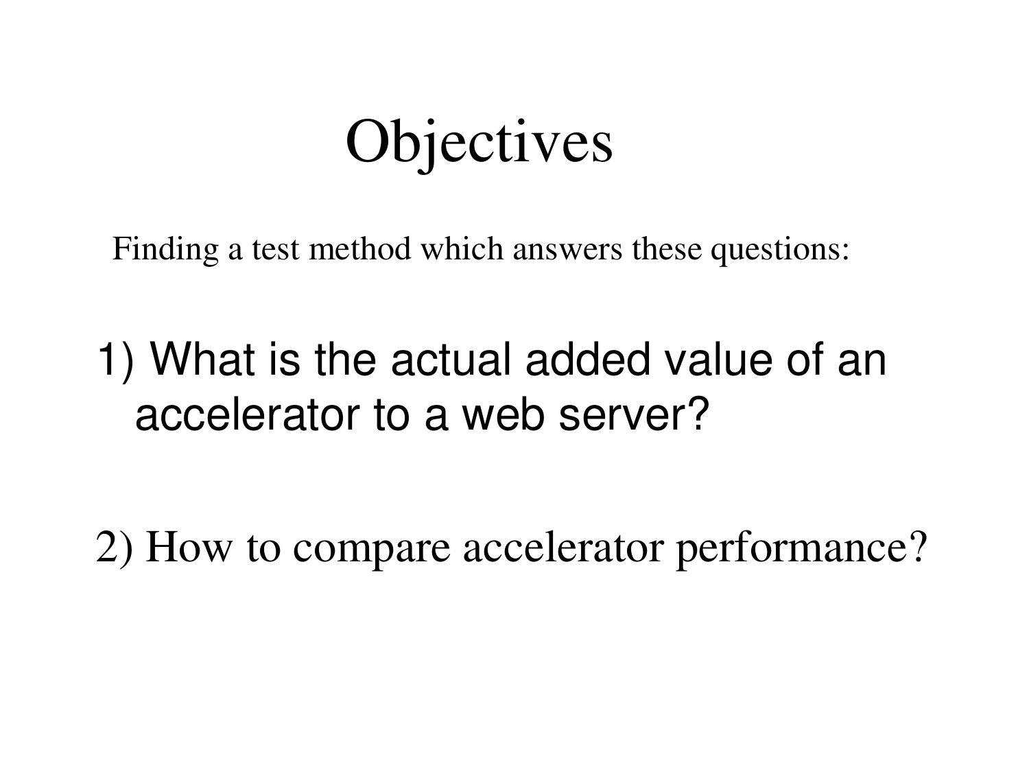# Objectives

Finding a test method which answers these questions:

1) What is the actual added value of an accelerator to a web server?

2) How to compare accelerator performance?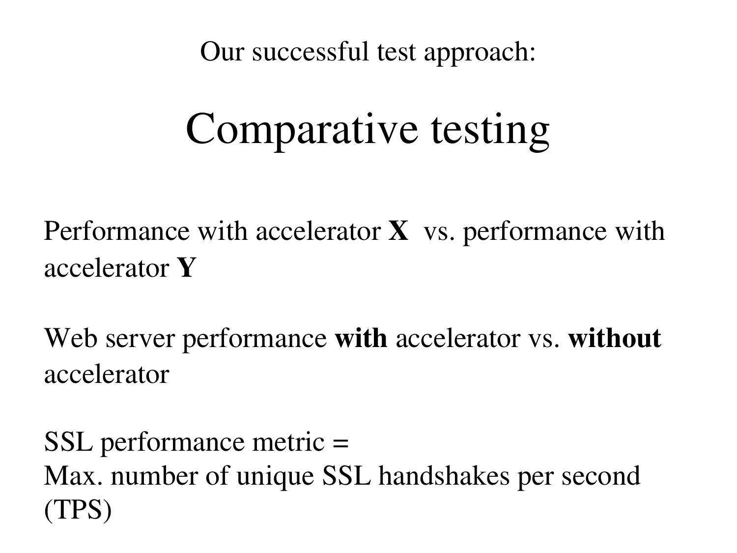Our successful test approach:

# Comparative testing

Performance with accelerator **X** vs. performance with accelerator **Y**

Web server performance **with** accelerator vs. **without** accelerator

SSL performance metric =
Max. number of unique SSL handshakes per second (TPS)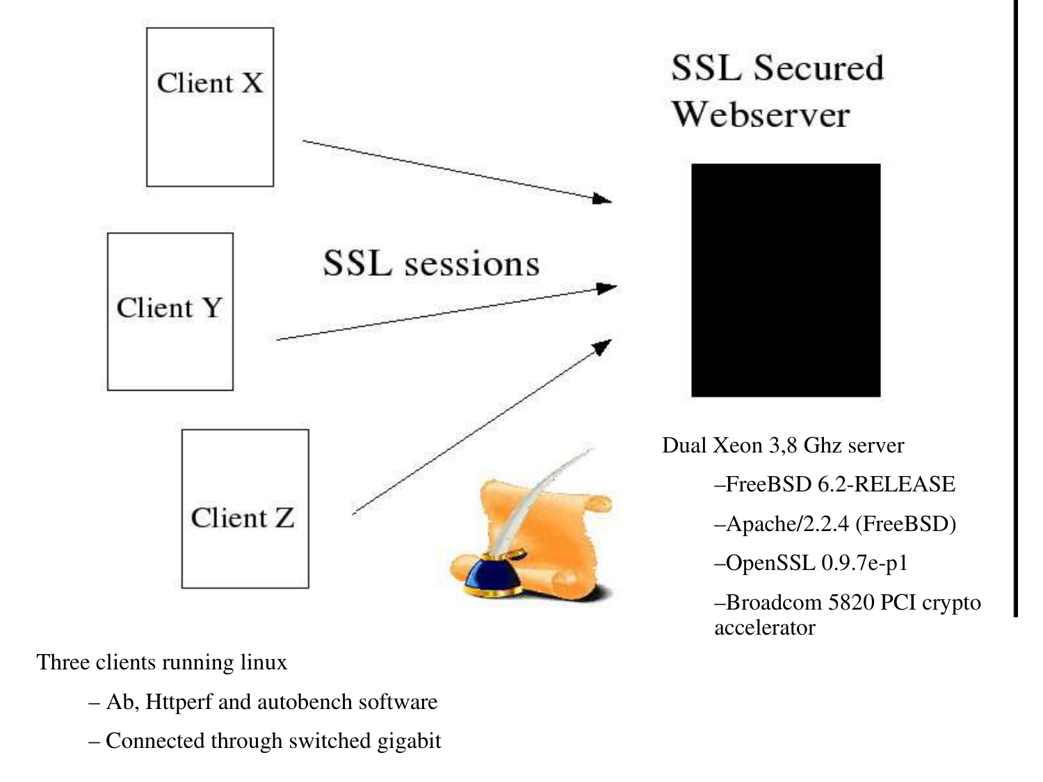Client X

Client Y

Client Z

SSL sessions

SSL Secured Webserver

Dual Xeon 3,8 Ghz server

- –FreeBSD 6.2-RELEASE
- –Apache/2.2.4 (FreeBSD)
- –OpenSSL 0.9.7e-p1
- –Broadcom 5820 PCI crypto accelerator

Three clients running linux

- – Ab, Httperf and autobench software
- – Connected through switched gigabit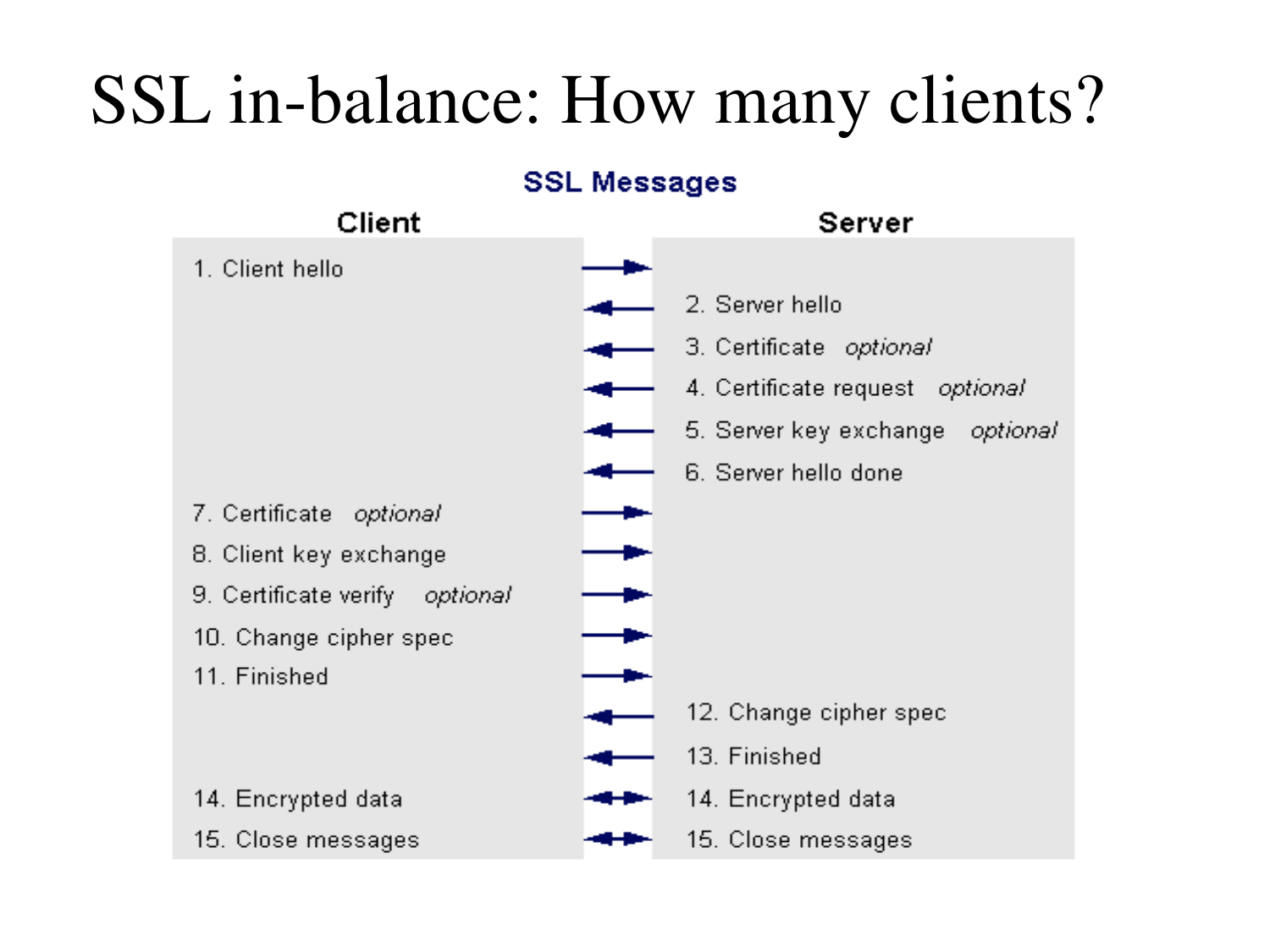# SSL in-balance: How many clients?

**SSL Messages**

| Client | | Server |
|---|---|---|
| 1. Client hello | → | |
| | ← | 2. Server hello |
| | ← | 3. Certificate *optional* |
| | ← | 4. Certificate request *optional* |
| | ← | 5. Server key exchange *optional* |
| | ← | 6. Server hello done |
| 7. Certificate *optional* | → | |
| 8. Client key exchange | → | |
| 9. Certificate verify *optional* | → | |
| 10. Change cipher spec | → | |
| 11. Finished | → | |
| | ← | 12. Change cipher spec |
| | ← | 13. Finished |
| 14. Encrypted data | ↔ | 14. Encrypted data |
| 15. Close messages | ↔ | 15. Close messages |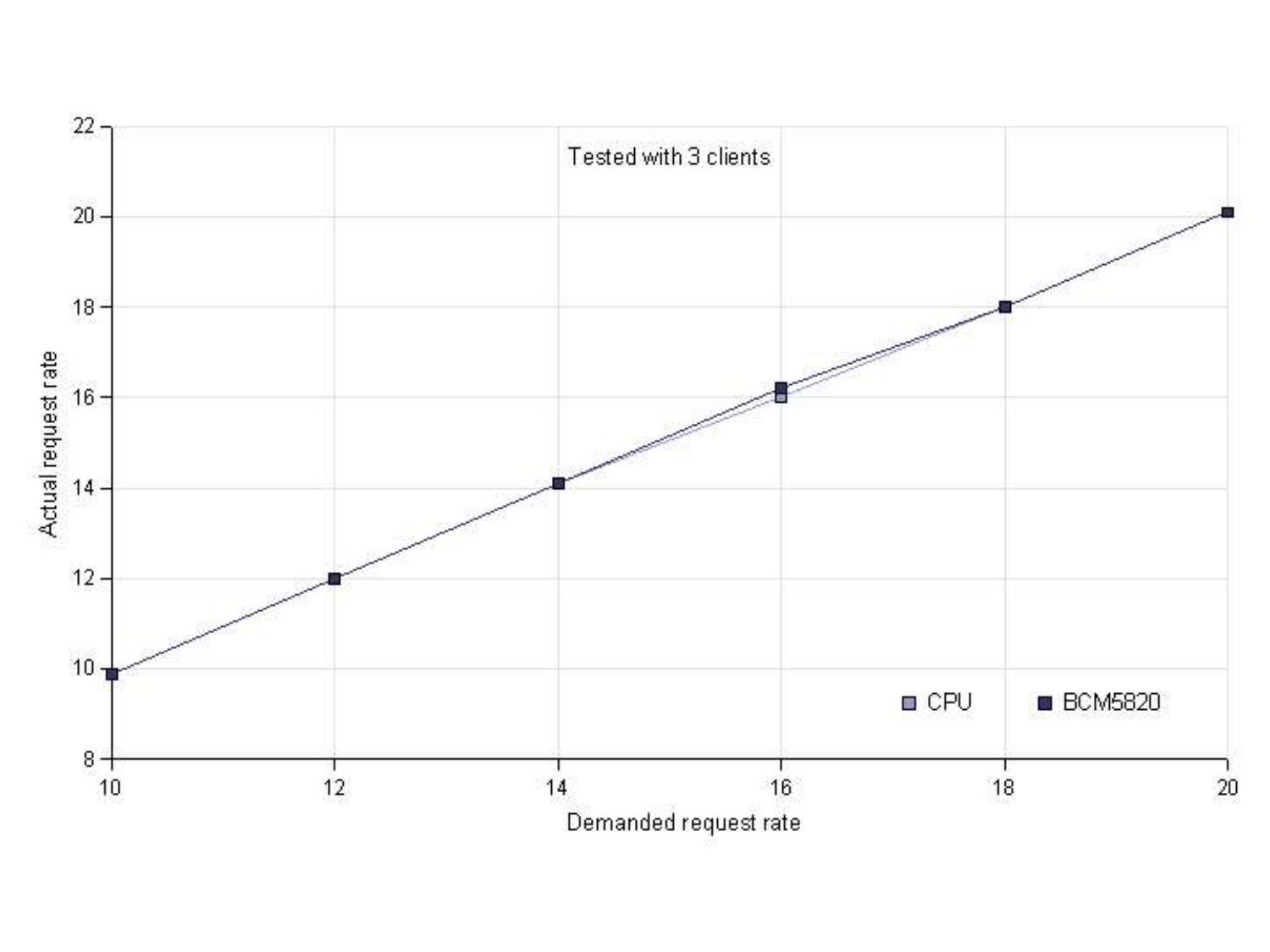Tested with 3 clients

Actual request rate

Demanded request rate

CPU

BCM5820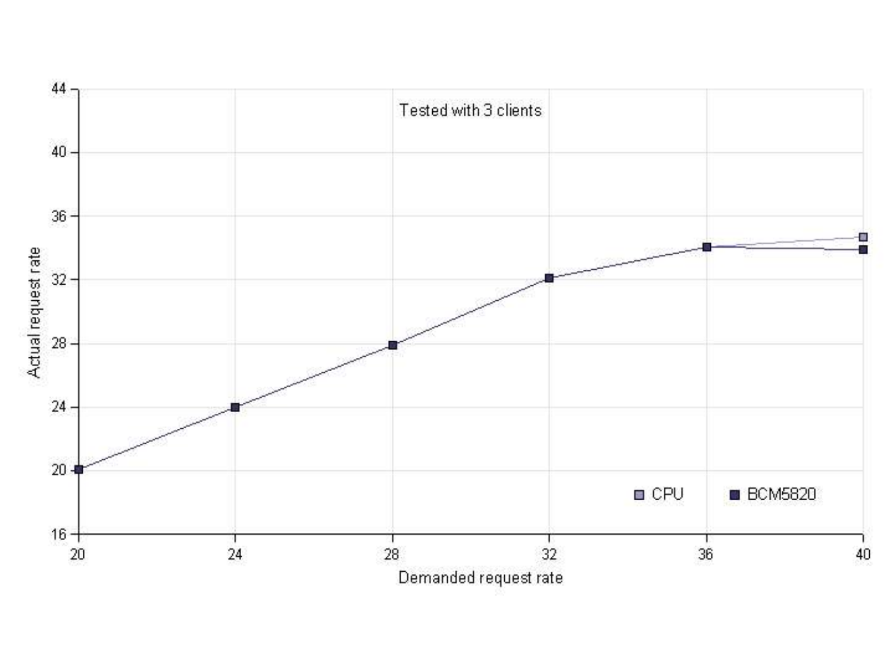Tested with 3 clients

Actual request rate

Demanded request rate

CPU BCM5820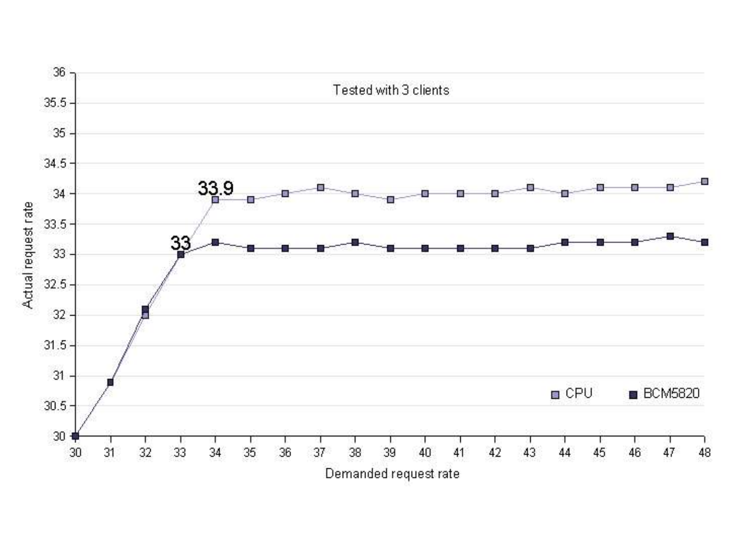Tested with 3 clients

Actual request rate

Demanded request rate

CPU

BCM5820

33.9

33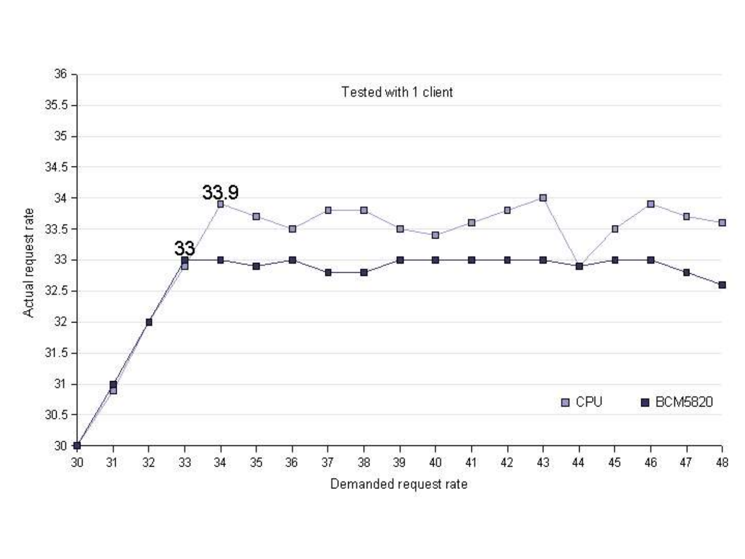Tested with 1 client

Actual request rate

Demanded request rate

CPU

BCM5820

33.9

33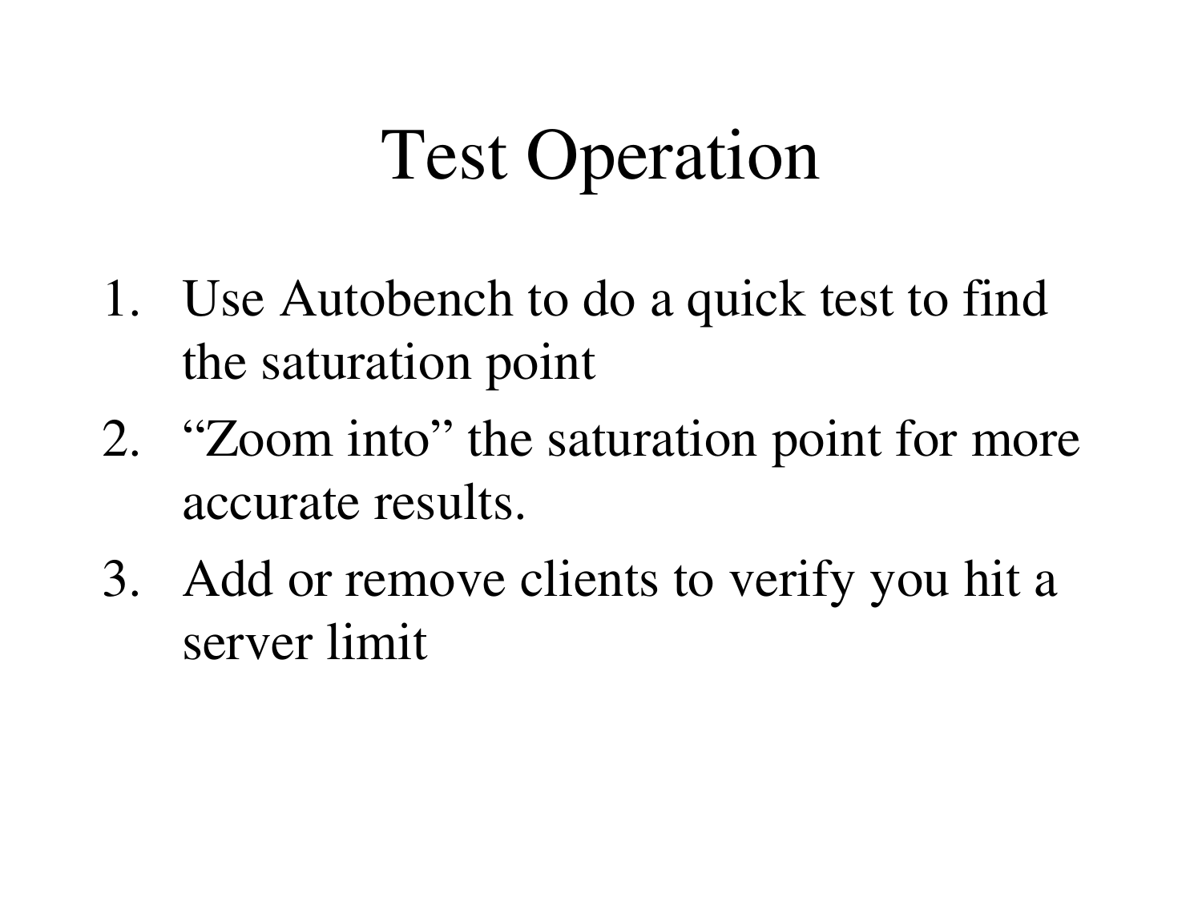# Test Operation

1. Use Autobench to do a quick test to find the saturation point
2. “Zoom into” the saturation point for more accurate results.
3. Add or remove clients to verify you hit a server limit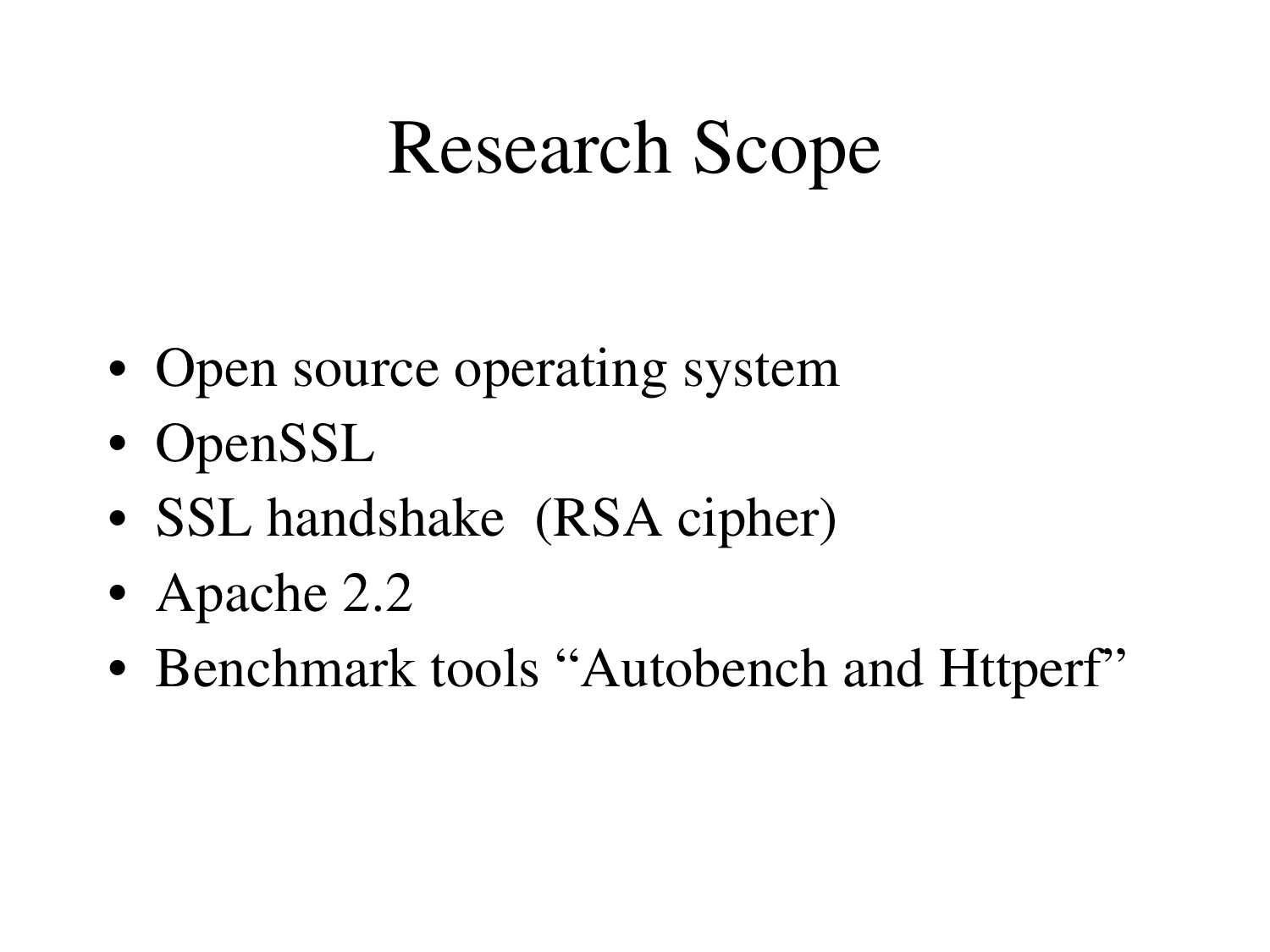# Research Scope

- Open source operating system
- OpenSSL
- SSL handshake (RSA cipher)
- Apache 2.2
- Benchmark tools "Autobench and Httperf"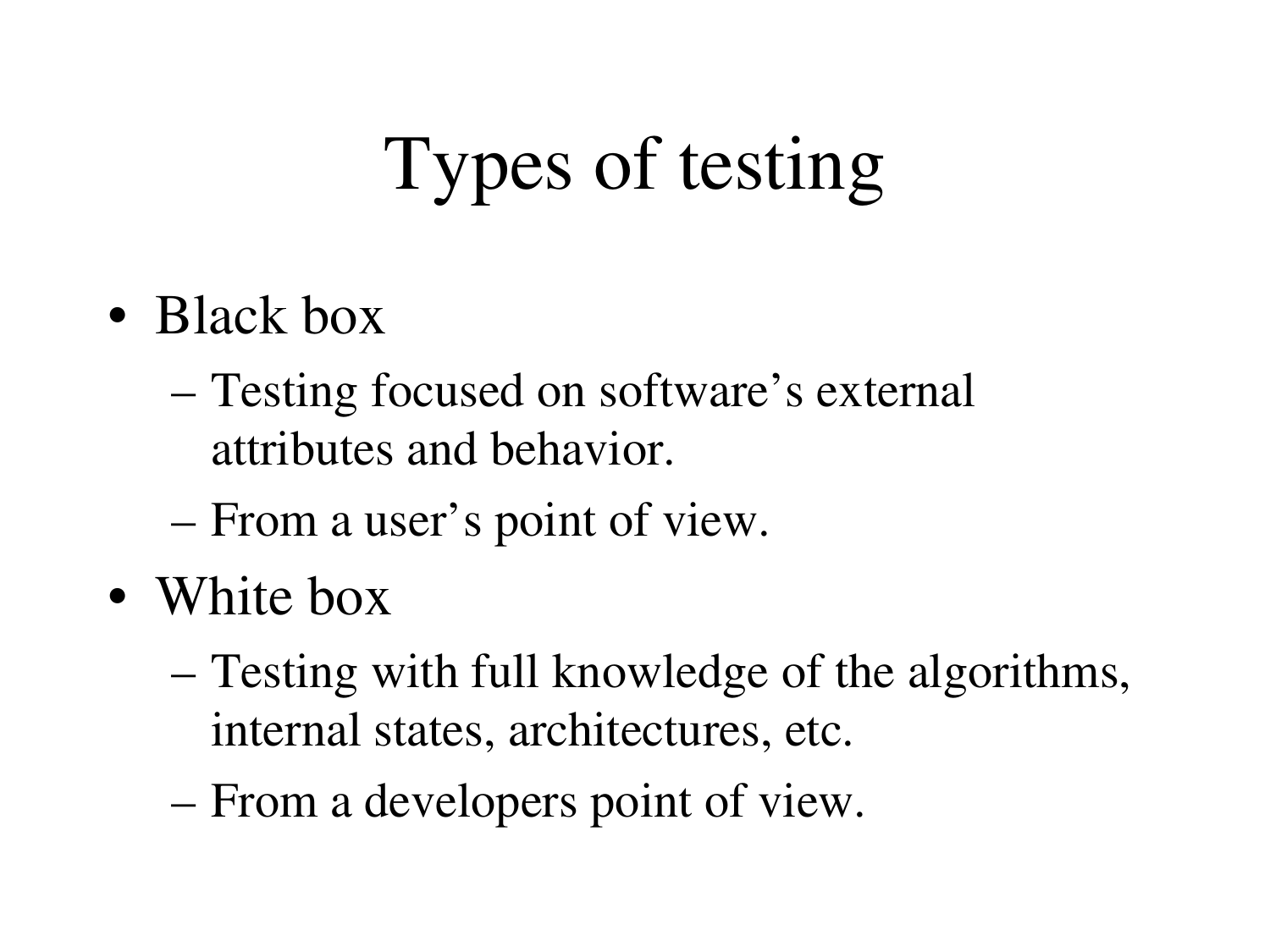# Types of testing

- Black box
  - Testing focused on software’s external attributes and behavior.
  - From a user’s point of view.
- White box
  - Testing with full knowledge of the algorithms, internal states, architectures, etc.
  - From a developers point of view.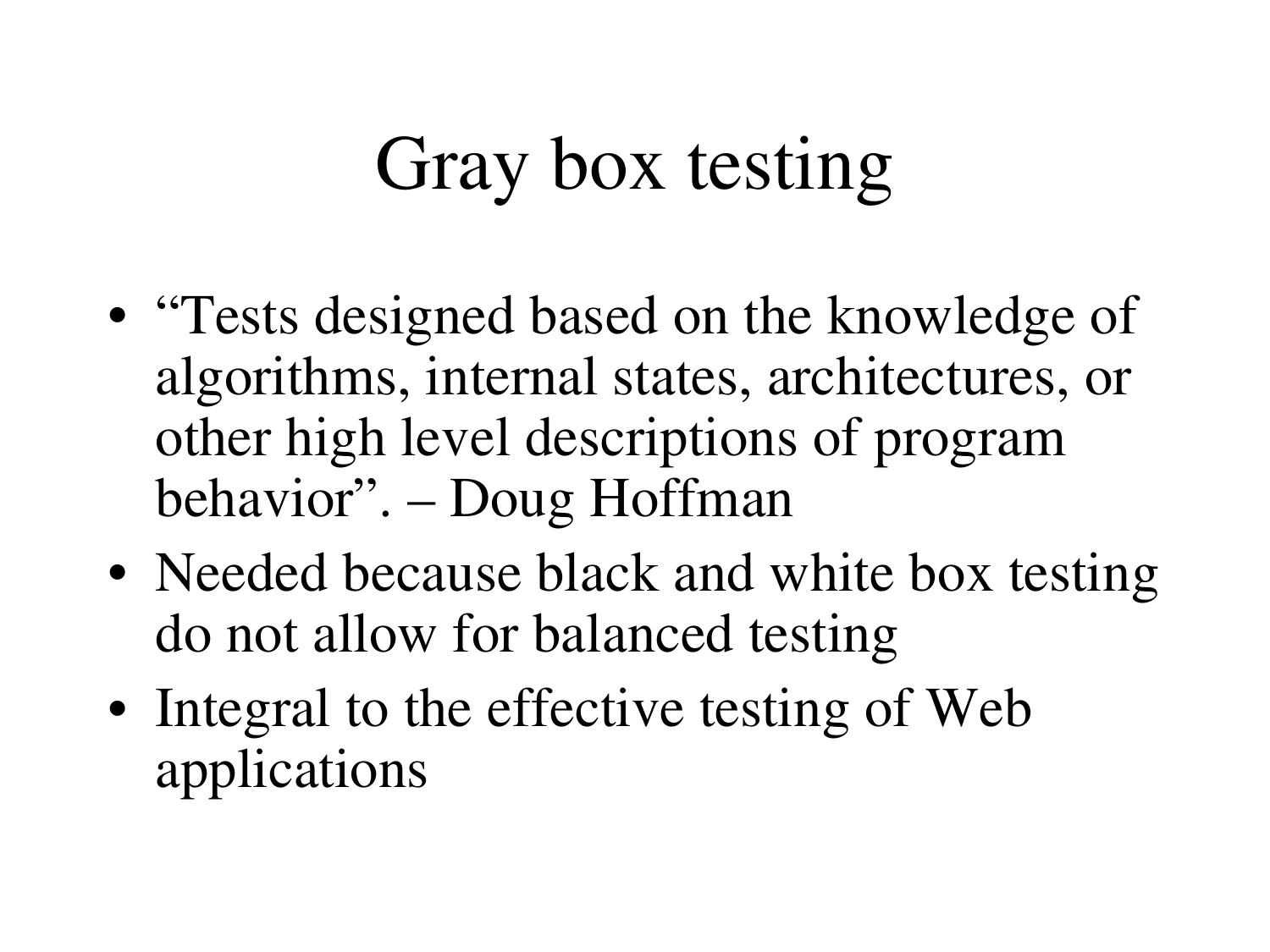# Gray box testing

- "Tests designed based on the knowledge of algorithms, internal states, architectures, or other high level descriptions of program behavior". – Doug Hoffman
- Needed because black and white box testing do not allow for balanced testing
- Integral to the effective testing of Web applications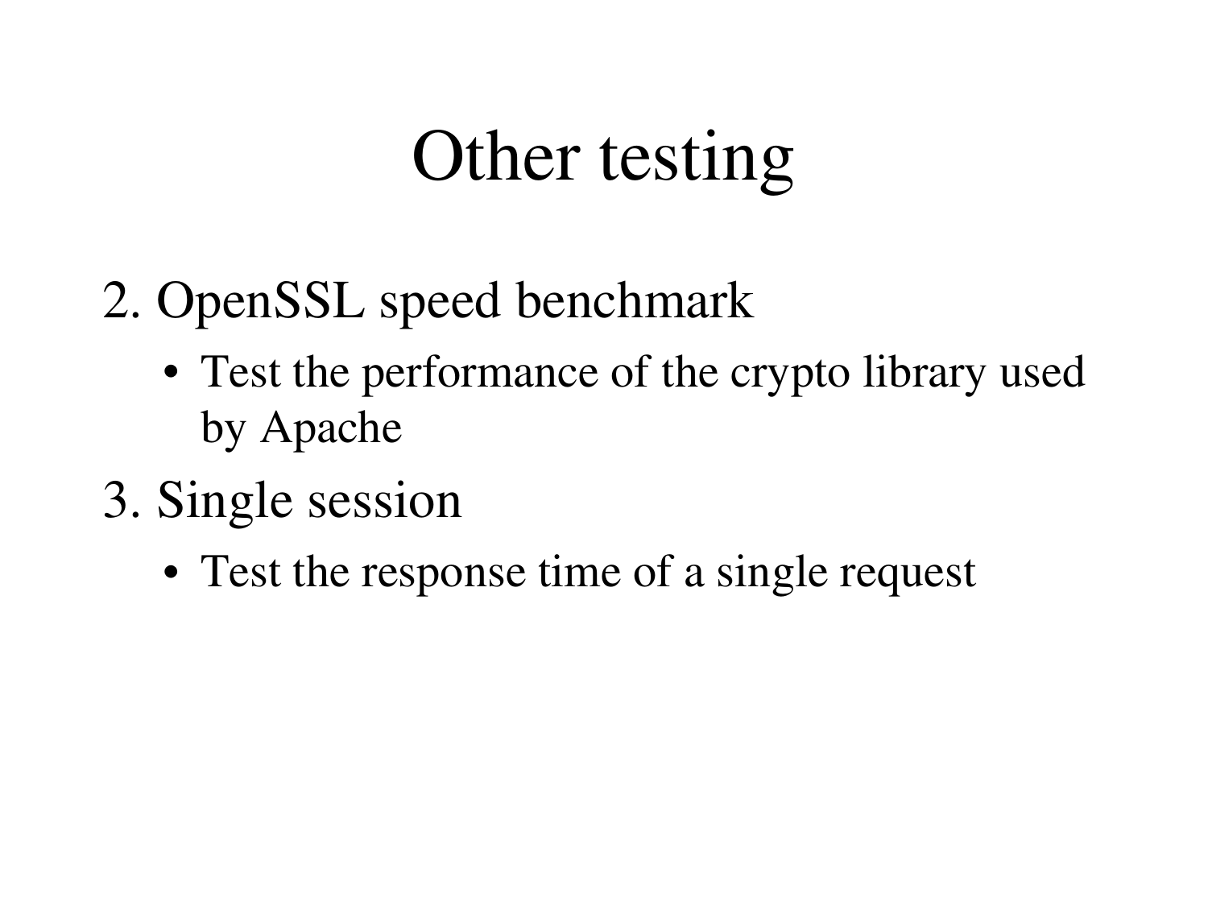# Other testing

2. OpenSSL speed benchmark
   - Test the performance of the crypto library used by Apache
3. Single session
   - Test the response time of a single request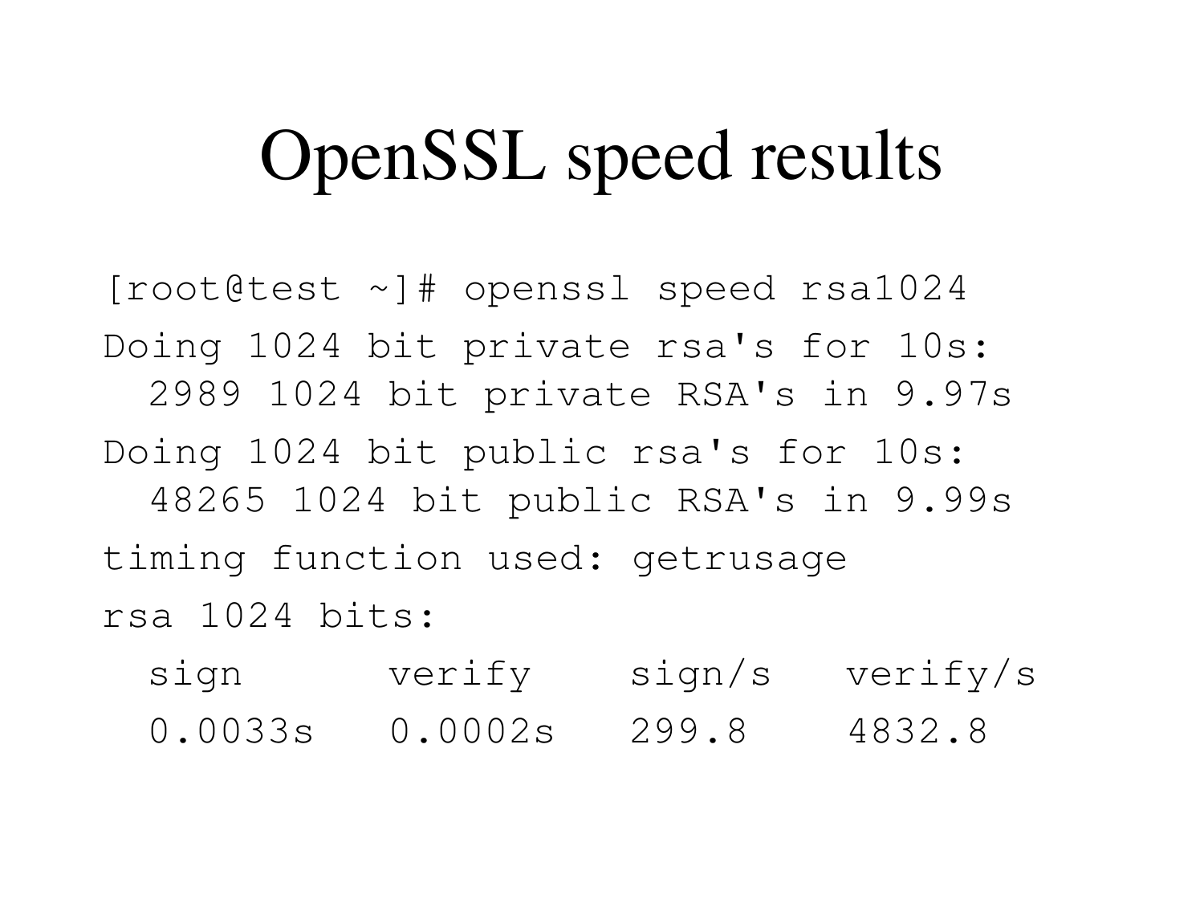# OpenSSL speed results

```
[root@test ~]# openssl speed rsa1024
Doing 1024 bit private rsa's for 10s:
  2989 1024 bit private RSA's in 9.97s
Doing 1024 bit public rsa's for 10s:
  48265 1024 bit public RSA's in 9.99s
timing function used: getrusage
rsa 1024 bits:
  sign      verify    sign/s   verify/s
  0.0033s   0.0002s   299.8    4832.8
```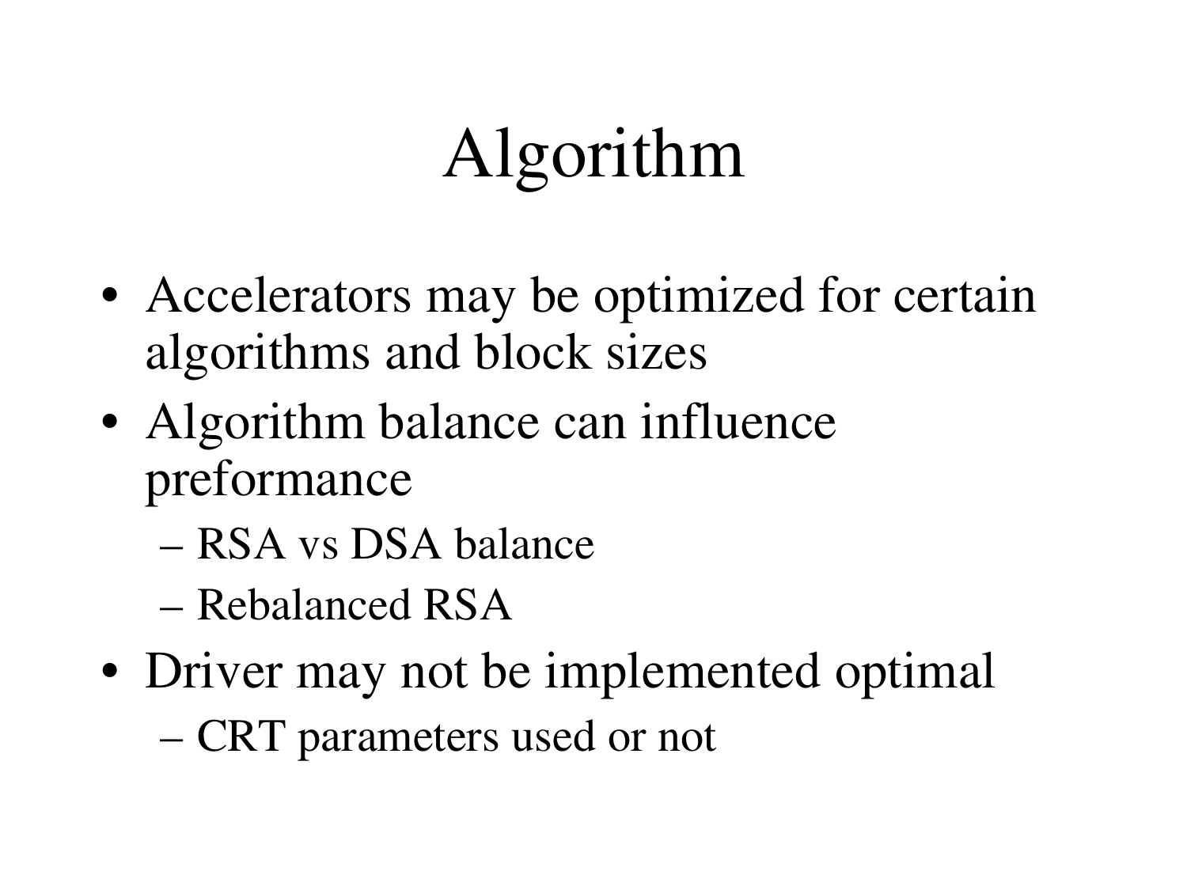# Algorithm

- Accelerators may be optimized for certain algorithms and block sizes
- Algorithm balance can influence preformance
  - RSA vs DSA balance
  - Rebalanced RSA
- Driver may not be implemented optimal
  - CRT parameters used or not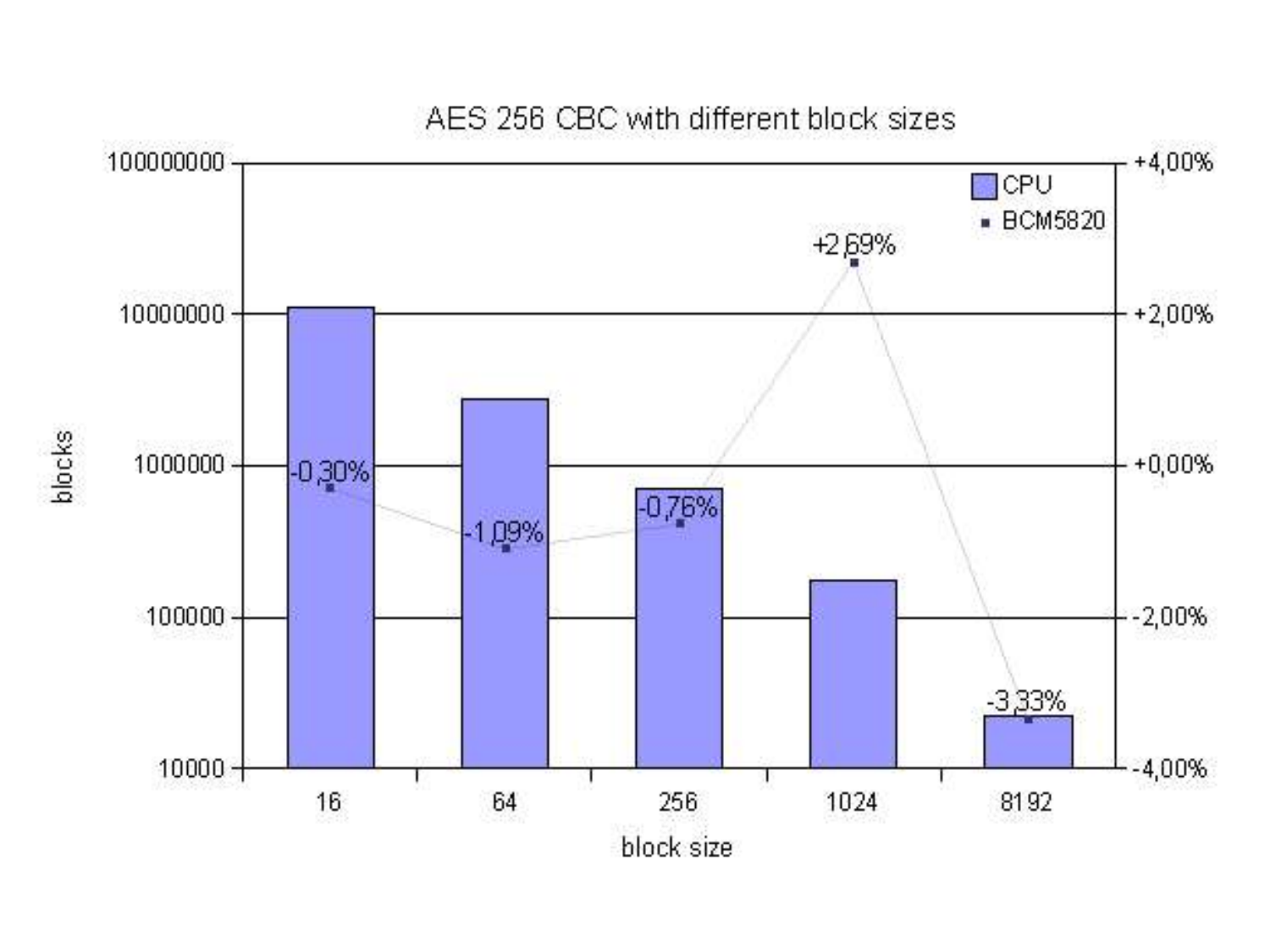AES 256 CBC with different block sizes

| block size | 16 | 64 | 256 | 1024 | 8192 |
|---|---|---|---|---|---|
| BCM5820 | -0,30% | -1,09% | -0,76% | +2,69% | -3,33% |

Legend: CPU, BCM5820

Y-axis (left): blocks — 10000, 100000, 1000000, 10000000, 100000000

Y-axis (right): -4,00%, -2,00%, +0,00%, +2,00%, +4,00%

X-axis: block size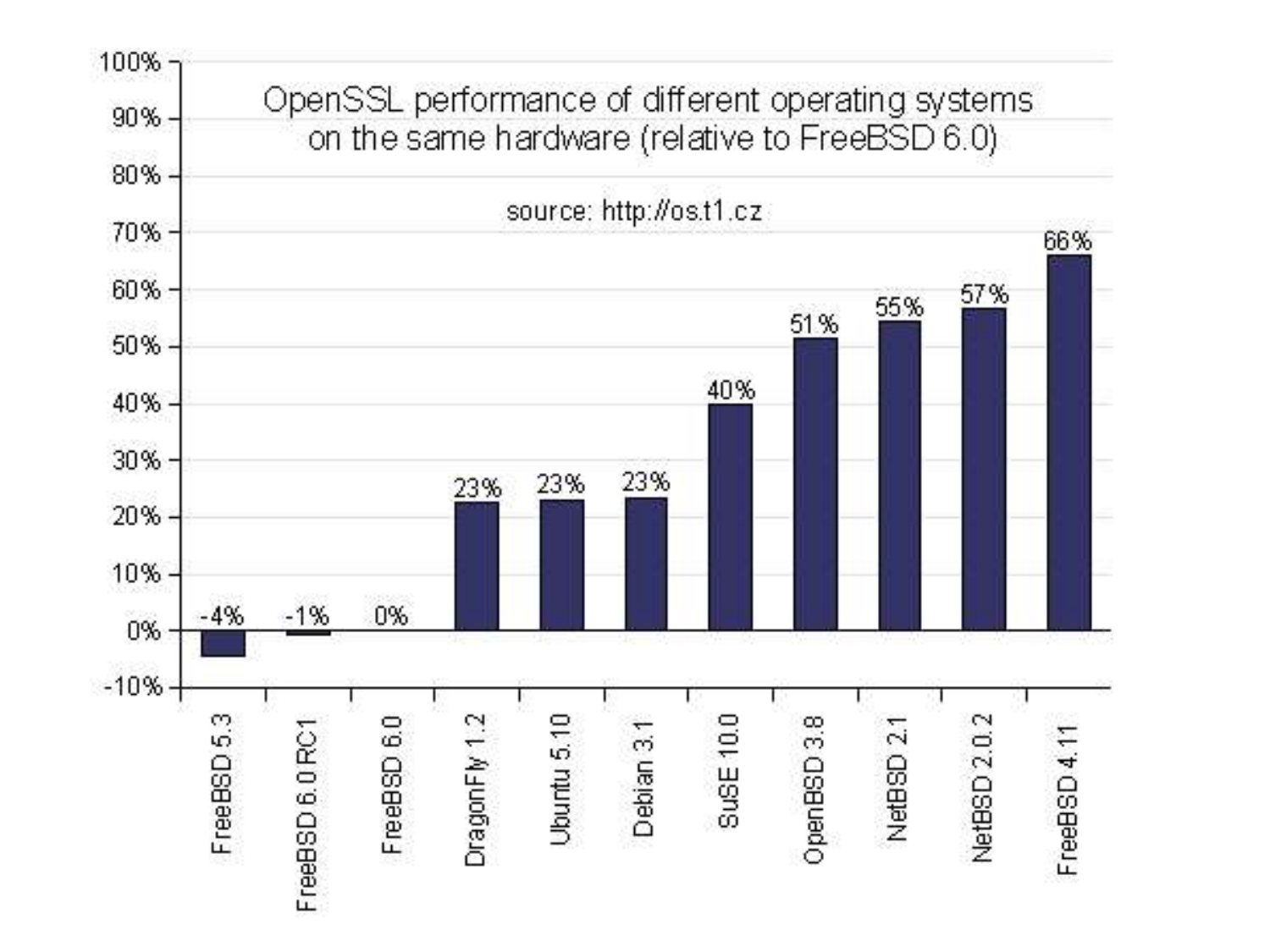OpenSSL performance of different operating systems on the same hardware (relative to FreeBSD 6.0)

source: http://os.t1.cz

| Operating system | Relative performance |
| --- | --- |
| FreeBSD 5.3 | -4% |
| FreeBSD 6.0 RC1 | -1% |
| FreeBSD 6.0 | 0% |
| DragonFly 1.2 | 23% |
| Ubuntu 5.10 | 23% |
| Debian 3.1 | 23% |
| SuSE 10.0 | 40% |
| OpenBSD 3.8 | 51% |
| NetBSD 2.1 | 55% |
| NetBSD 2.0.2 | 57% |
| FreeBSD 4.11 | 66% |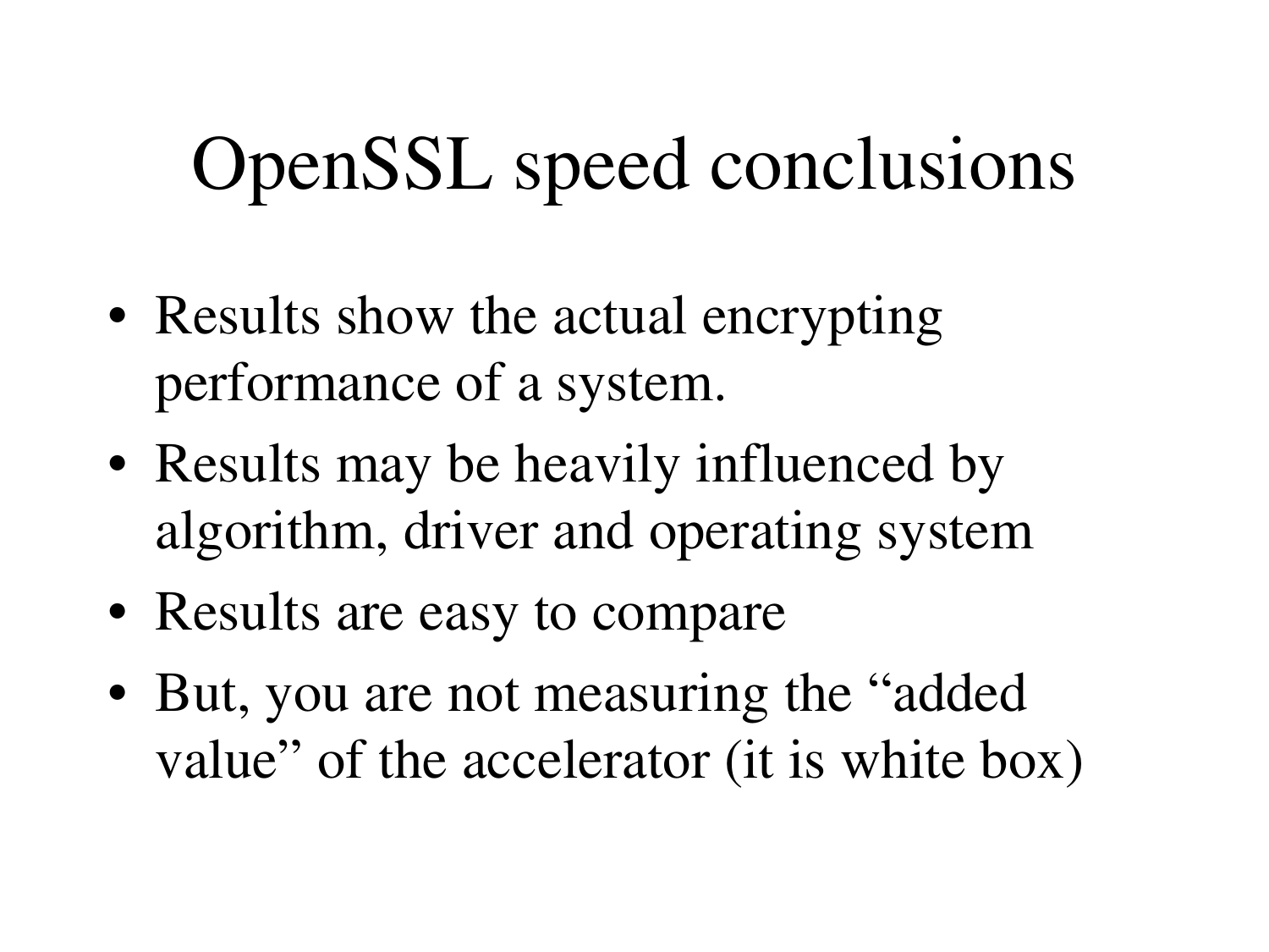# OpenSSL speed conclusions

- Results show the actual encrypting performance of a system.
- Results may be heavily influenced by algorithm, driver and operating system
- Results are easy to compare
- But, you are not measuring the "added value" of the accelerator (it is white box)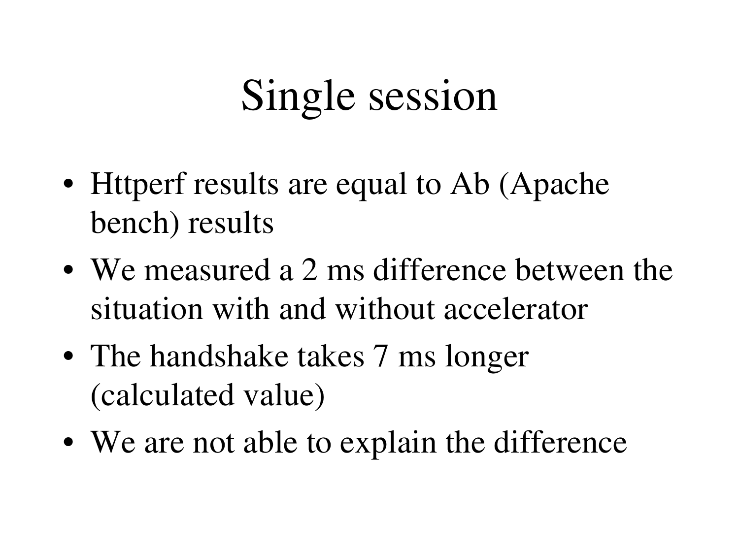# Single session

- Httperf results are equal to Ab (Apache bench) results
- We measured a 2 ms difference between the situation with and without accelerator
- The handshake takes 7 ms longer (calculated value)
- We are not able to explain the difference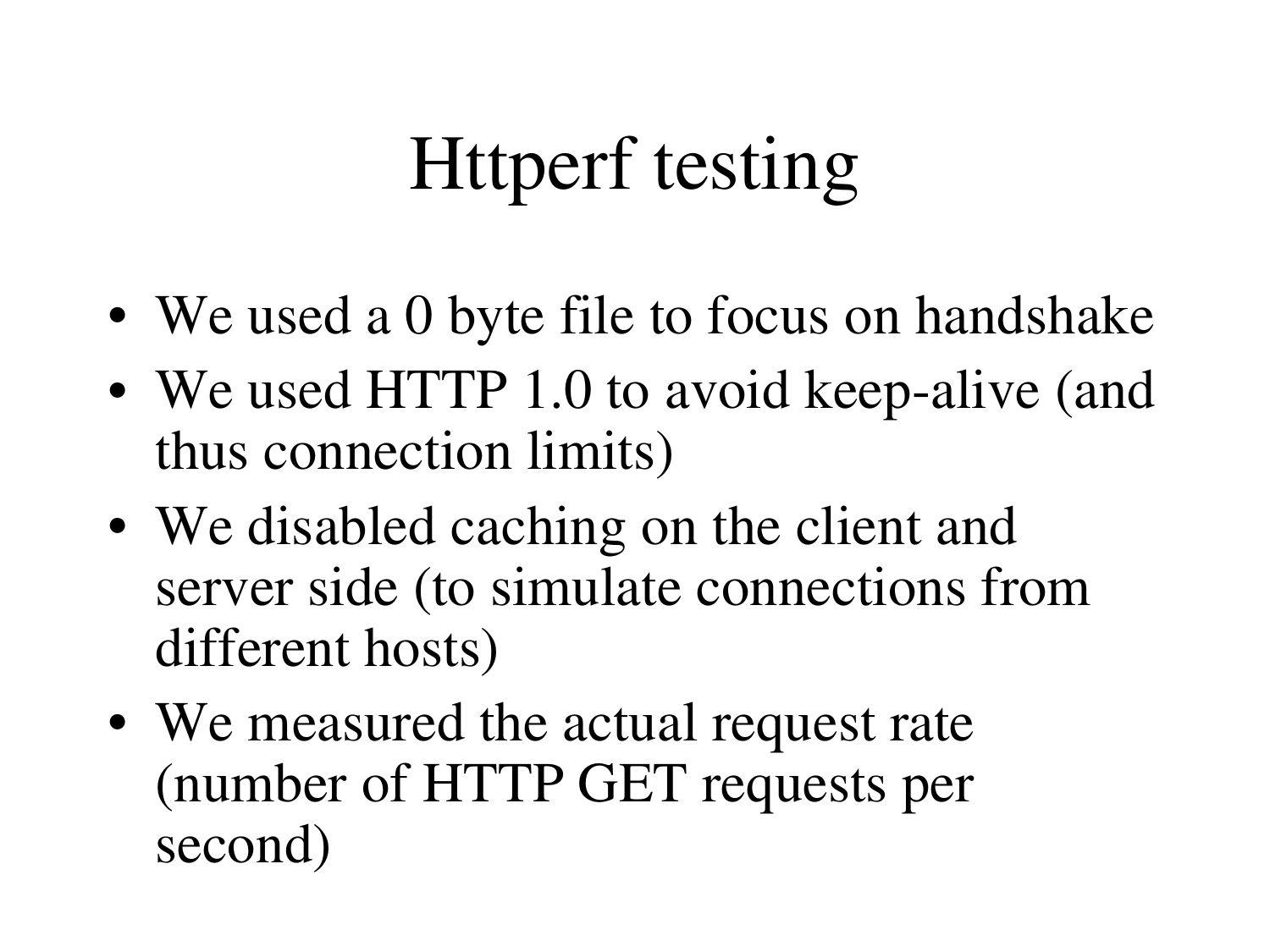# Httperf testing

- We used a 0 byte file to focus on handshake
- We used HTTP 1.0 to avoid keep-alive (and thus connection limits)
- We disabled caching on the client and server side (to simulate connections from different hosts)
- We measured the actual request rate (number of HTTP GET requests per second)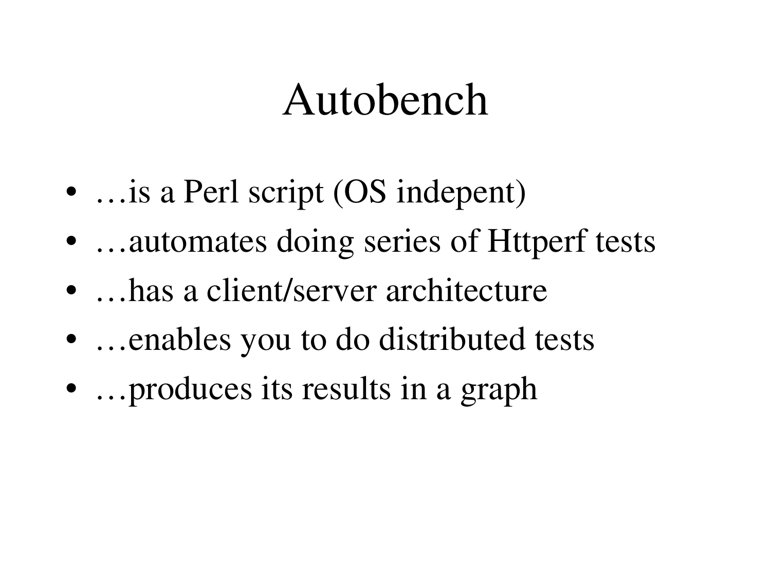# Autobench

- …is a Perl script (OS indepent)
- …automates doing series of Httperf tests
- …has a client/server architecture
- …enables you to do distributed tests
- …produces its results in a graph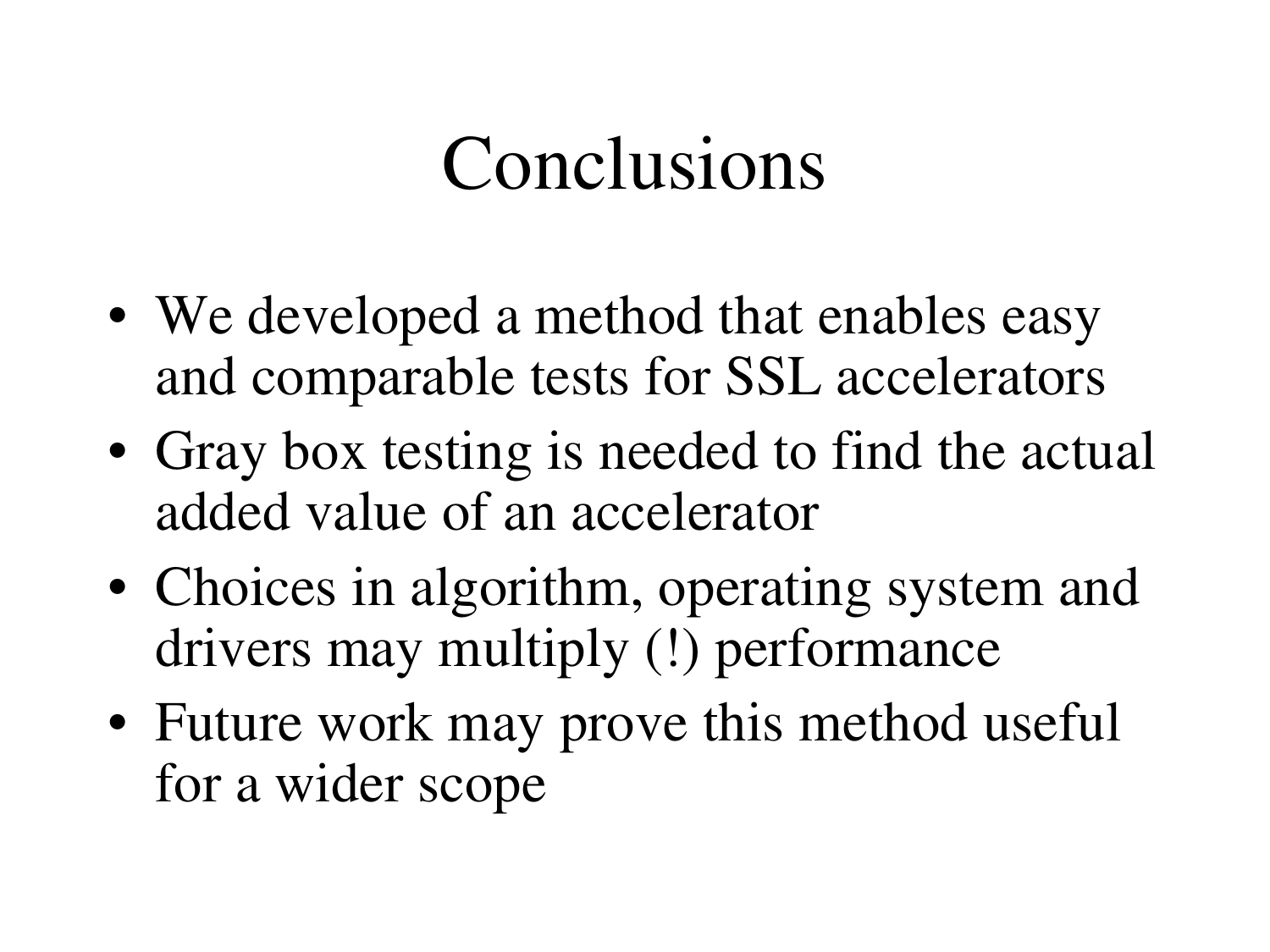# Conclusions

- We developed a method that enables easy and comparable tests for SSL accelerators
- Gray box testing is needed to find the actual added value of an accelerator
- Choices in algorithm, operating system and drivers may multiply (!) performance
- Future work may prove this method useful for a wider scope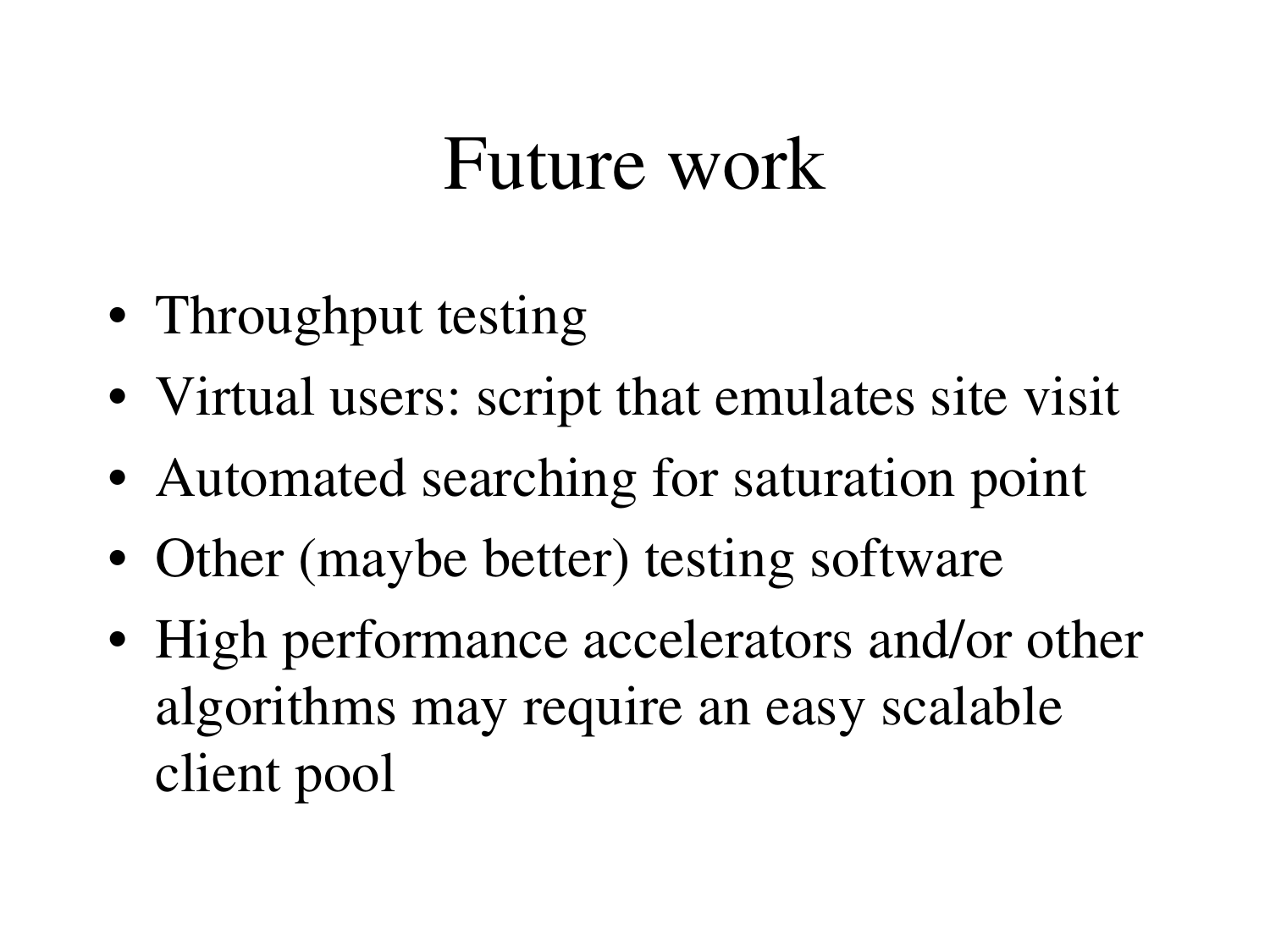# Future work

- Throughput testing
- Virtual users: script that emulates site visit
- Automated searching for saturation point
- Other (maybe better) testing software
- High performance accelerators and/or other algorithms may require an easy scalable client pool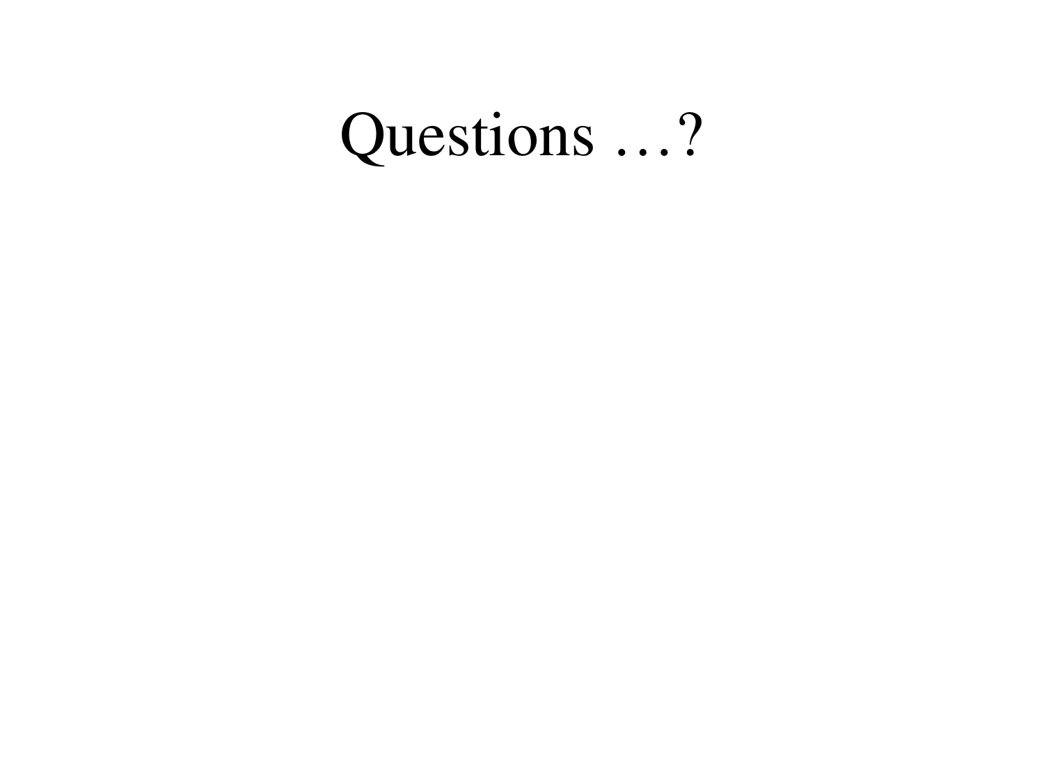# Questions …?